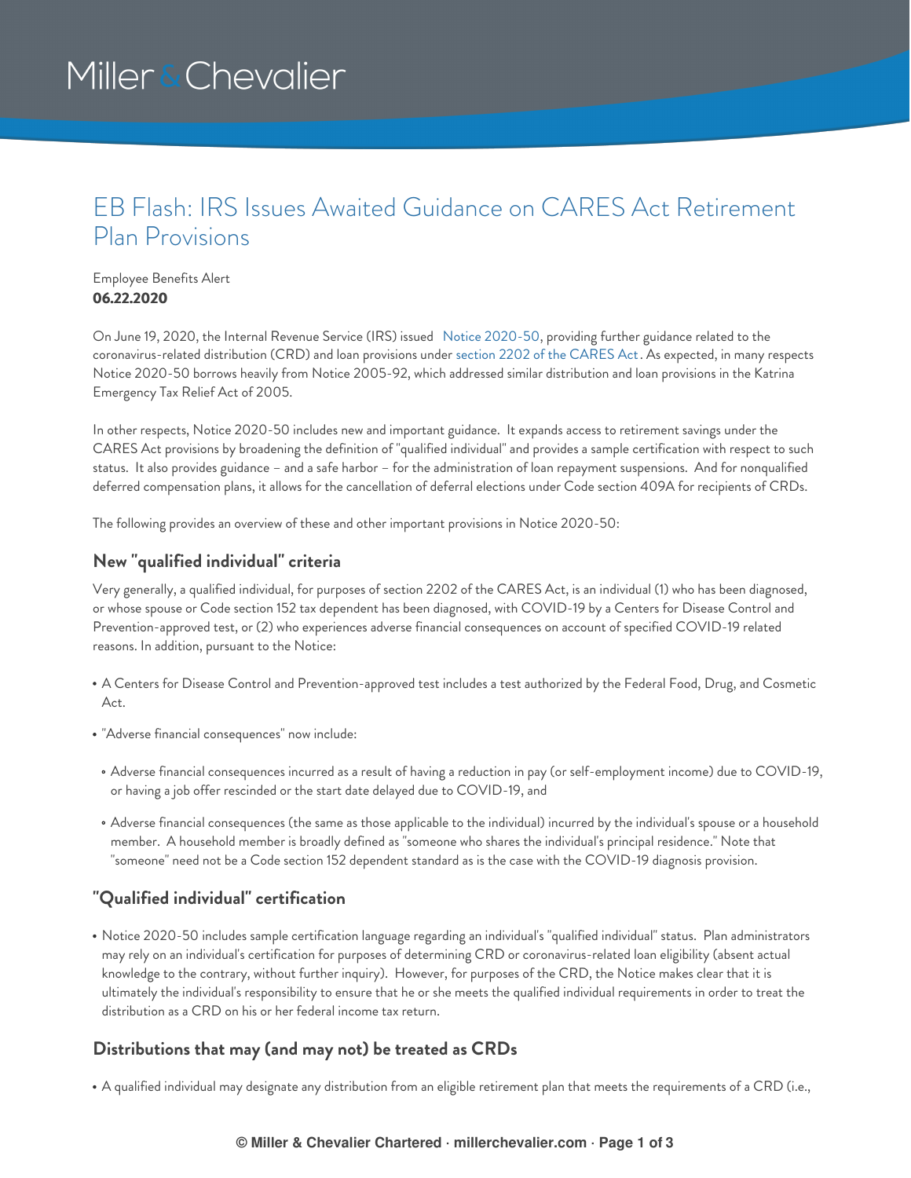Miller & Chevalier

# EB Flash: IRS Issues Awaited Guidance on CARES Act Retirement Plan Provisions

Employee Benefits Alert
**06.22.2020**

On June 19, 2020, the Internal Revenue Service (IRS) issued Notice 2020-50, providing further guidance related to the coronavirus-related distribution (CRD) and loan provisions under section 2202 of the CARES Act. As expected, in many respects Notice 2020-50 borrows heavily from Notice 2005-92, which addressed similar distribution and loan provisions in the Katrina Emergency Tax Relief Act of 2005.

In other respects, Notice 2020-50 includes new and important guidance. It expands access to retirement savings under the CARES Act provisions by broadening the definition of "qualified individual" and provides a sample certification with respect to such status. It also provides guidance – and a safe harbor – for the administration of loan repayment suspensions. And for nonqualified deferred compensation plans, it allows for the cancellation of deferral elections under Code section 409A for recipients of CRDs.

The following provides an overview of these and other important provisions in Notice 2020-50:

### New "qualified individual" criteria

Very generally, a qualified individual, for purposes of section 2202 of the CARES Act, is an individual (1) who has been diagnosed, or whose spouse or Code section 152 tax dependent has been diagnosed, with COVID-19 by a Centers for Disease Control and Prevention-approved test, or (2) who experiences adverse financial consequences on account of specified COVID-19 related reasons. In addition, pursuant to the Notice:

- A Centers for Disease Control and Prevention-approved test includes a test authorized by the Federal Food, Drug, and Cosmetic Act.
- "Adverse financial consequences" now include:
  - Adverse financial consequences incurred as a result of having a reduction in pay (or self-employment income) due to COVID-19, or having a job offer rescinded or the start date delayed due to COVID-19, and
  - Adverse financial consequences (the same as those applicable to the individual) incurred by the individual's spouse or a household member. A household member is broadly defined as "someone who shares the individual's principal residence." Note that "someone" need not be a Code section 152 dependent standard as is the case with the COVID-19 diagnosis provision.

### "Qualified individual" certification

- Notice 2020-50 includes sample certification language regarding an individual's "qualified individual" status. Plan administrators may rely on an individual's certification for purposes of determining CRD or coronavirus-related loan eligibility (absent actual knowledge to the contrary, without further inquiry). However, for purposes of the CRD, the Notice makes clear that it is ultimately the individual's responsibility to ensure that he or she meets the qualified individual requirements in order to treat the distribution as a CRD on his or her federal income tax return.

### Distributions that may (and may not) be treated as CRDs

- A qualified individual may designate any distribution from an eligible retirement plan that meets the requirements of a CRD (i.e.,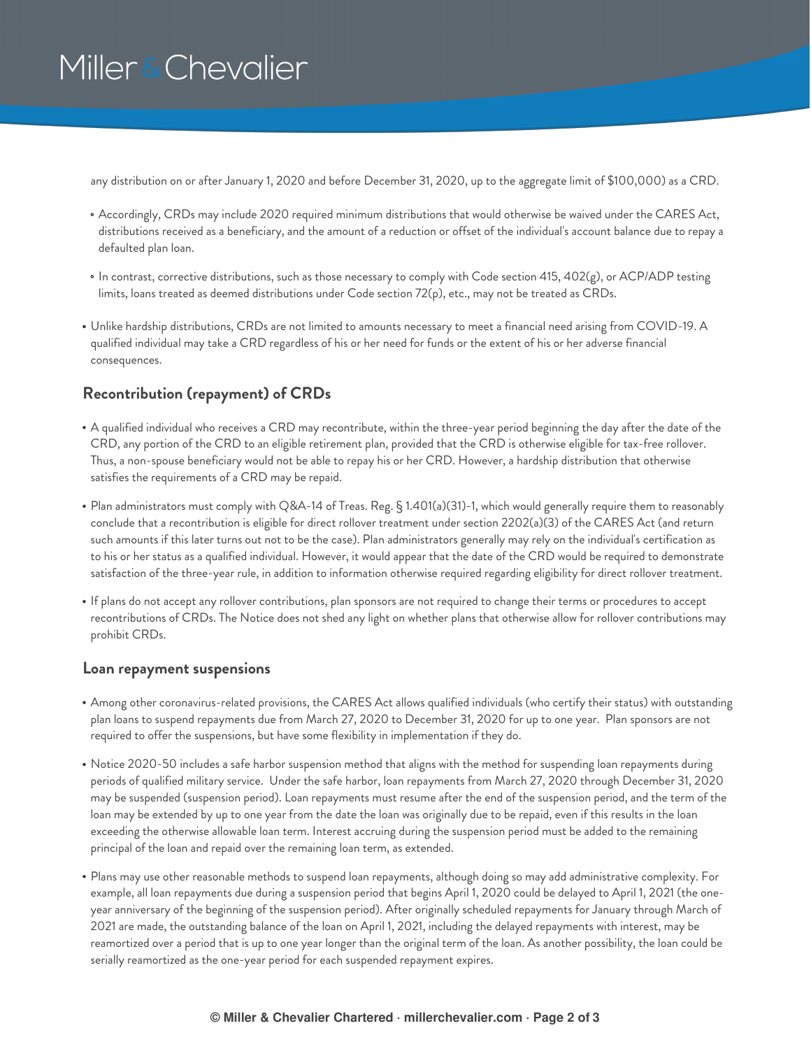any distribution on or after January 1, 2020 and before December 31, 2020, up to the aggregate limit of $100,000) as a CRD.

- Accordingly, CRDs may include 2020 required minimum distributions that would otherwise be waived under the CARES Act, distributions received as a beneficiary, and the amount of a reduction or offset of the individual's account balance due to repay a defaulted plan loan.
- In contrast, corrective distributions, such as those necessary to comply with Code section 415, 402(g), or ACP/ADP testing limits, loans treated as deemed distributions under Code section 72(p), etc., may not be treated as CRDs.

- Unlike hardship distributions, CRDs are not limited to amounts necessary to meet a financial need arising from COVID-19. A qualified individual may take a CRD regardless of his or her need for funds or the extent of his or her adverse financial consequences.

## Recontribution (repayment) of CRDs

- A qualified individual who receives a CRD may recontribute, within the three-year period beginning the day after the date of the CRD, any portion of the CRD to an eligible retirement plan, provided that the CRD is otherwise eligible for tax-free rollover. Thus, a non-spouse beneficiary would not be able to repay his or her CRD. However, a hardship distribution that otherwise satisfies the requirements of a CRD may be repaid.
- Plan administrators must comply with Q&A-14 of Treas. Reg. § 1.401(a)(31)-1, which would generally require them to reasonably conclude that a recontribution is eligible for direct rollover treatment under section 2202(a)(3) of the CARES Act (and return such amounts if this later turns out not to be the case). Plan administrators generally may rely on the individual's certification as to his or her status as a qualified individual. However, it would appear that the date of the CRD would be required to demonstrate satisfaction of the three-year rule, in addition to information otherwise required regarding eligibility for direct rollover treatment.
- If plans do not accept any rollover contributions, plan sponsors are not required to change their terms or procedures to accept recontributions of CRDs. The Notice does not shed any light on whether plans that otherwise allow for rollover contributions may prohibit CRDs.

## Loan repayment suspensions

- Among other coronavirus-related provisions, the CARES Act allows qualified individuals (who certify their status) with outstanding plan loans to suspend repayments due from March 27, 2020 to December 31, 2020 for up to one year. Plan sponsors are not required to offer the suspensions, but have some flexibility in implementation if they do.
- Notice 2020-50 includes a safe harbor suspension method that aligns with the method for suspending loan repayments during periods of qualified military service. Under the safe harbor, loan repayments from March 27, 2020 through December 31, 2020 may be suspended (suspension period). Loan repayments must resume after the end of the suspension period, and the term of the loan may be extended by up to one year from the date the loan was originally due to be repaid, even if this results in the loan exceeding the otherwise allowable loan term. Interest accruing during the suspension period must be added to the remaining principal of the loan and repaid over the remaining loan term, as extended.
- Plans may use other reasonable methods to suspend loan repayments, although doing so may add administrative complexity. For example, all loan repayments due during a suspension period that begins April 1, 2020 could be delayed to April 1, 2021 (the one-year anniversary of the beginning of the suspension period). After originally scheduled repayments for January through March of 2021 are made, the outstanding balance of the loan on April 1, 2021, including the delayed repayments with interest, may be reamortized over a period that is up to one year longer than the original term of the loan. As another possibility, the loan could be serially reamortized as the one-year period for each suspended repayment expires.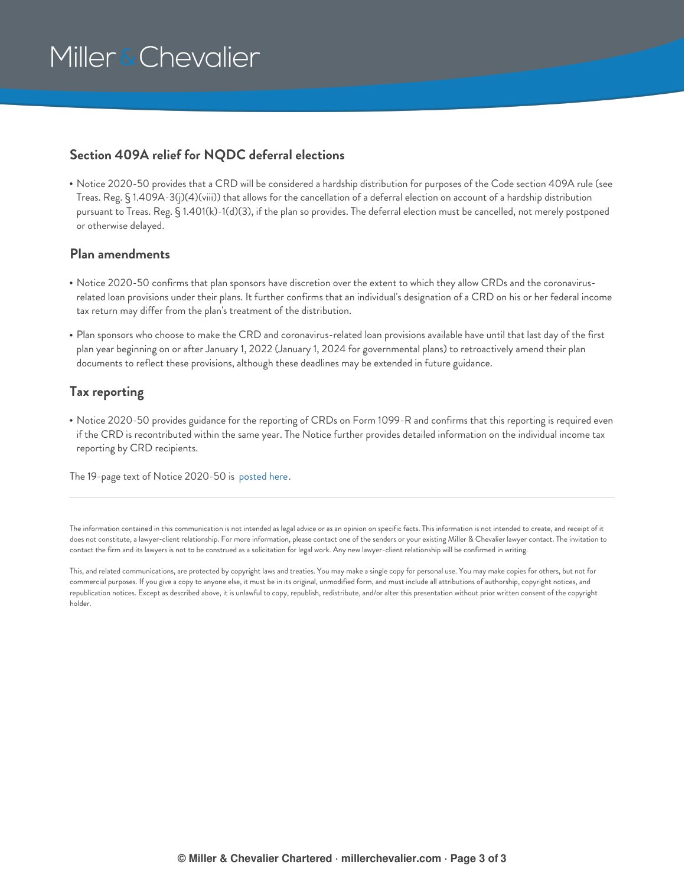## Section 409A relief for NQDC deferral elections

- Notice 2020-50 provides that a CRD will be considered a hardship distribution for purposes of the Code section 409A rule (see Treas. Reg. § 1.409A-3(j)(4)(viii)) that allows for the cancellation of a deferral election on account of a hardship distribution pursuant to Treas. Reg. § 1.401(k)-1(d)(3), if the plan so provides. The deferral election must be cancelled, not merely postponed or otherwise delayed.

## Plan amendments

- Notice 2020-50 confirms that plan sponsors have discretion over the extent to which they allow CRDs and the coronavirus-related loan provisions under their plans. It further confirms that an individual's designation of a CRD on his or her federal income tax return may differ from the plan's treatment of the distribution.
- Plan sponsors who choose to make the CRD and coronavirus-related loan provisions available have until that last day of the first plan year beginning on or after January 1, 2022 (January 1, 2024 for governmental plans) to retroactively amend their plan documents to reflect these provisions, although these deadlines may be extended in future guidance.

## Tax reporting

- Notice 2020-50 provides guidance for the reporting of CRDs on Form 1099-R and confirms that this reporting is required even if the CRD is recontributed within the same year. The Notice further provides detailed information on the individual income tax reporting by CRD recipients.

The 19-page text of Notice 2020-50 is posted here.

---

The information contained in this communication is not intended as legal advice or as an opinion on specific facts. This information is not intended to create, and receipt of it does not constitute, a lawyer-client relationship. For more information, please contact one of the senders or your existing Miller & Chevalier lawyer contact. The invitation to contact the firm and its lawyers is not to be construed as a solicitation for legal work. Any new lawyer-client relationship will be confirmed in writing.

This, and related communications, are protected by copyright laws and treaties. You may make a single copy for personal use. You may make copies for others, but not for commercial purposes. If you give a copy to anyone else, it must be in its original, unmodified form, and must include all attributions of authorship, copyright notices, and republication notices. Except as described above, it is unlawful to copy, republish, redistribute, and/or alter this presentation without prior written consent of the copyright holder.